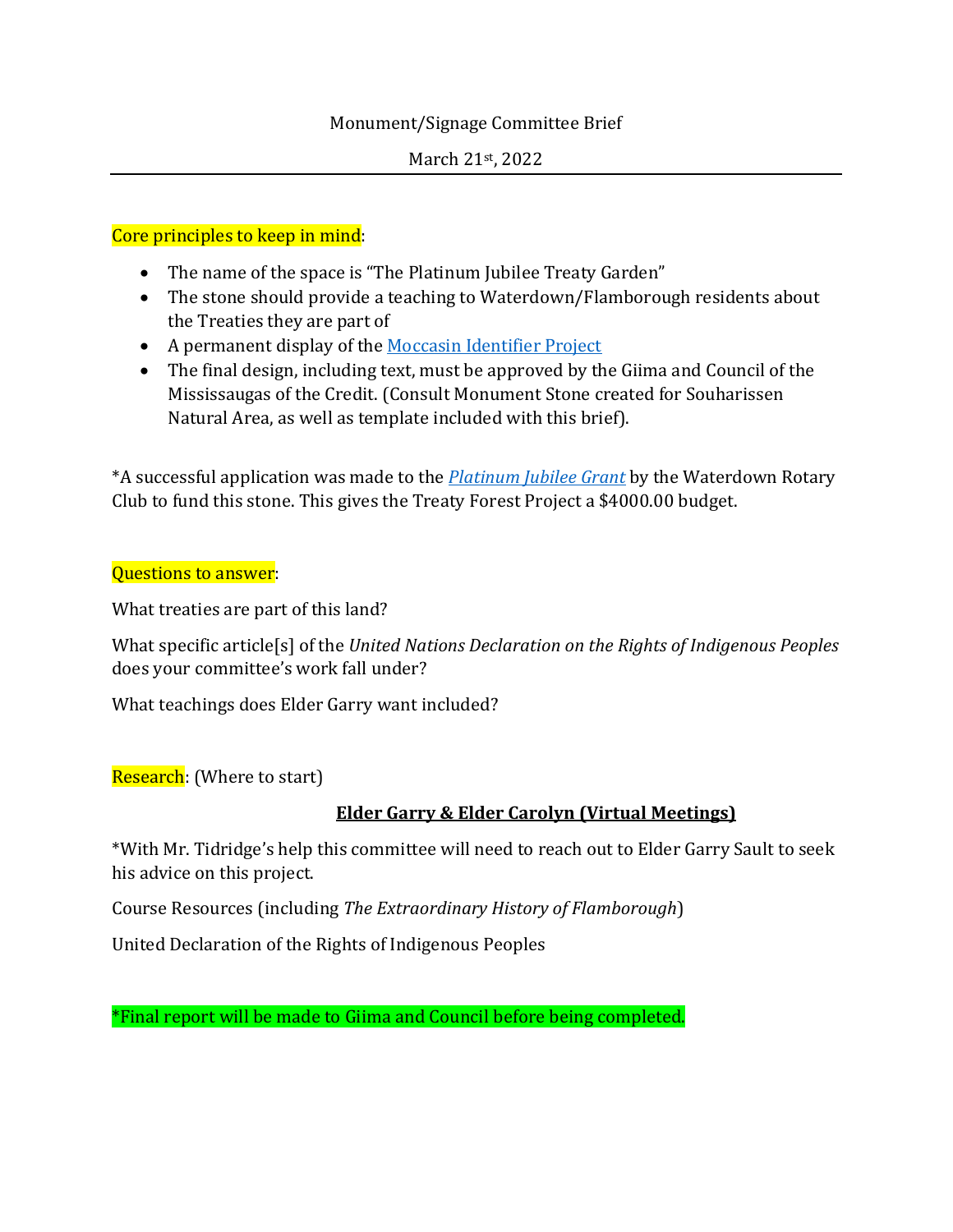Monument/Signage Committee Brief

March 21st, 2022

---

Core principles to keep in mind:

- The name of the space is "The Platinum Jubilee Treaty Garden"
- The stone should provide a teaching to Waterdown/Flamborough residents about the Treaties they are part of
- A permanent display of the Moccasin Identifier Project
- The final design, including text, must be approved by the Giima and Council of the Mississaugas of the Credit. (Consult Monument Stone created for Souharissen Natural Area, as well as template included with this brief).

*A successful application was made to the *Platinum Jubilee Grant* by the Waterdown Rotary Club to fund this stone. This gives the Treaty Forest Project a $4000.00 budget.

Questions to answer:

What treaties are part of this land?

What specific article[s] of the *United Nations Declaration on the Rights of Indigenous Peoples* does your committee's work fall under?

What teachings does Elder Garry want included?

Research: (Where to start)

**Elder Garry & Elder Carolyn (Virtual Meetings)**

*With Mr. Tidridge's help this committee will need to reach out to Elder Garry Sault to seek his advice on this project.

Course Resources (including *The Extraordinary History of Flamborough*)

United Declaration of the Rights of Indigenous Peoples

*Final report will be made to Giima and Council before being completed.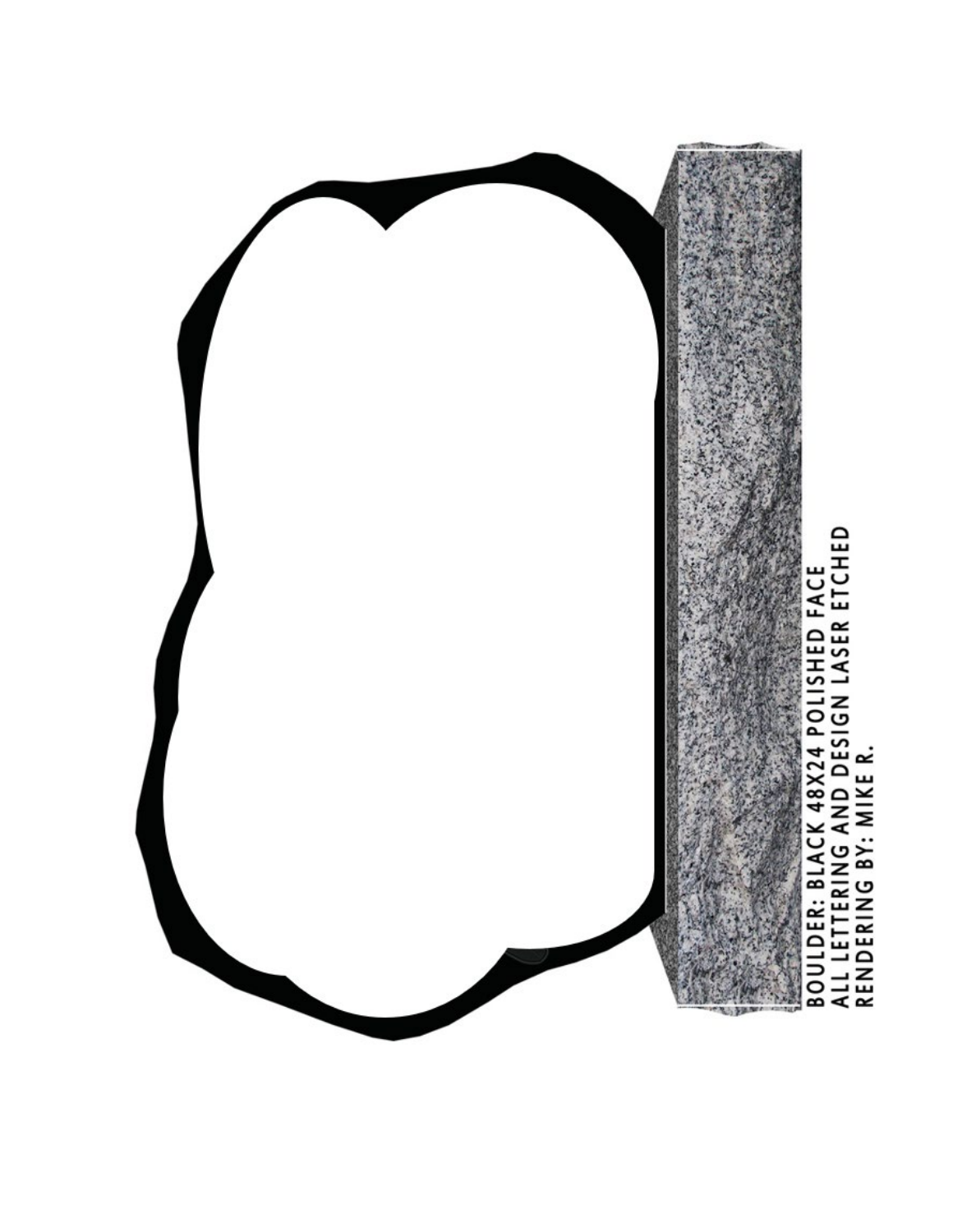BOULDER: BLACK 48X24 POLISHED FACE
ALL LETTERING AND DESIGN LASER ETCHED
RENDERING BY: MIKE R.